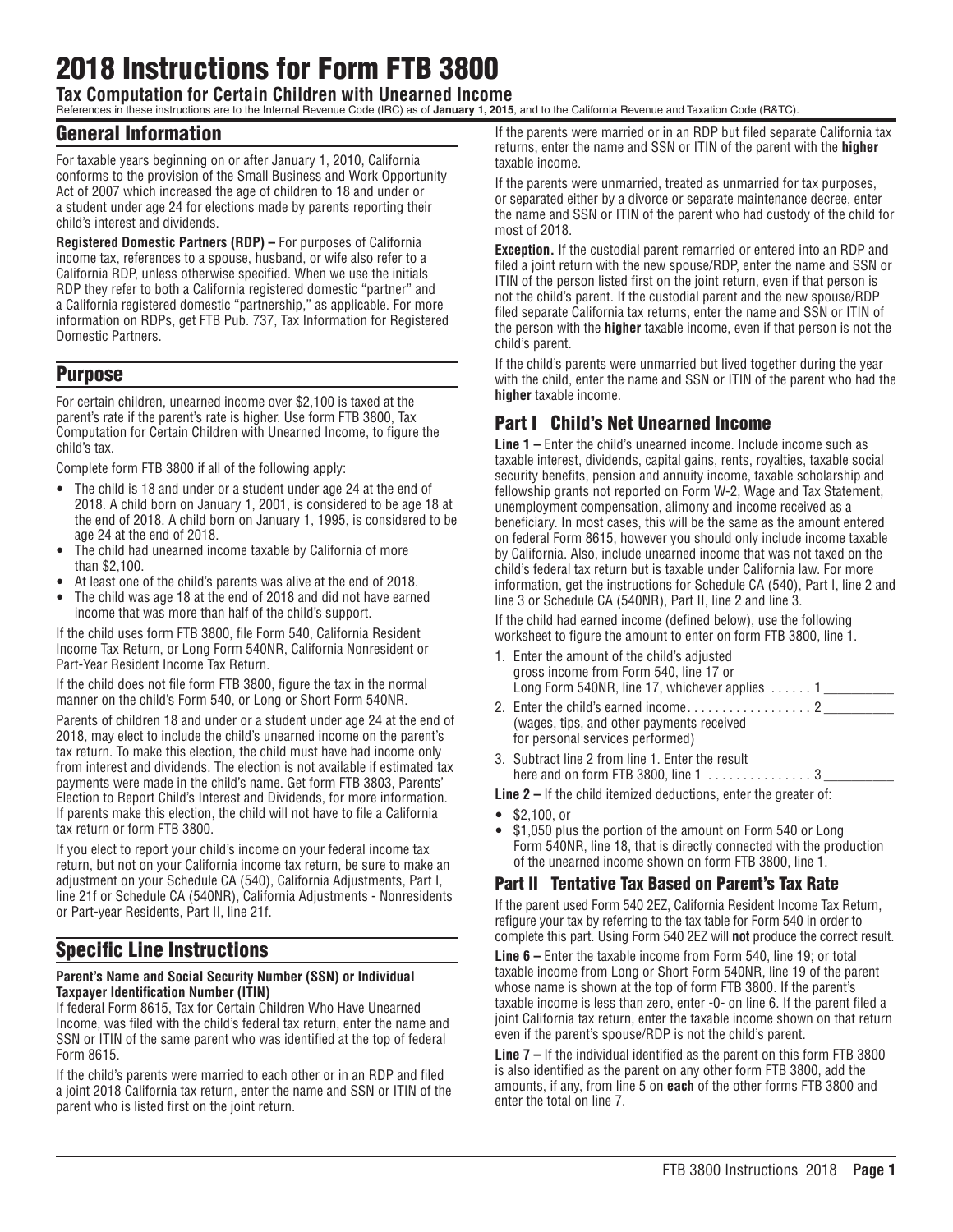# 2018 Instructions for Form FTB 3800

## Tax Computation for Certain Children with Unearned Income

References in these instructions are to the Internal Revenue Code (IRC) as of **January 1, 2015**, and to the California Revenue and Taxation Code (R&TC).

## General Information

For taxable years beginning on or after January 1, 2010, California conforms to the provision of the Small Business and Work Opportunity Act of 2007 which increased the age of children to 18 and under or a student under age 24 for elections made by parents reporting their child's interest and dividends.

**Registered Domestic Partners (RDP) –** For purposes of California income tax, references to a spouse, husband, or wife also refer to a California RDP, unless otherwise specified. When we use the initials RDP they refer to both a California registered domestic "partner" and a California registered domestic "partnership," as applicable. For more information on RDPs, get FTB Pub. 737, Tax Information for Registered Domestic Partners.

## Purpose

For certain children, unearned income over $2,100 is taxed at the parent's rate if the parent's rate is higher. Use form FTB 3800, Tax Computation for Certain Children with Unearned Income, to figure the child's tax.

Complete form FTB 3800 if all of the following apply:

- The child is 18 and under or a student under age 24 at the end of 2018. A child born on January 1, 2001, is considered to be age 18 at the end of 2018. A child born on January 1, 1995, is considered to be age 24 at the end of 2018.
- The child had unearned income taxable by California of more than $2,100.
- At least one of the child's parents was alive at the end of 2018.
- The child was age 18 at the end of 2018 and did not have earned income that was more than half of the child's support.

If the child uses form FTB 3800, file Form 540, California Resident Income Tax Return, or Long Form 540NR, California Nonresident or Part-Year Resident Income Tax Return.

If the child does not file form FTB 3800, figure the tax in the normal manner on the child's Form 540, or Long or Short Form 540NR.

Parents of children 18 and under or a student under age 24 at the end of 2018, may elect to include the child's unearned income on the parent's tax return. To make this election, the child must have had income only from interest and dividends. The election is not available if estimated tax payments were made in the child's name. Get form FTB 3803, Parents' Election to Report Child's Interest and Dividends, for more information. If parents make this election, the child will not have to file a California tax return or form FTB 3800.

If you elect to report your child's income on your federal income tax return, but not on your California income tax return, be sure to make an adjustment on your Schedule CA (540), California Adjustments, Part I, line 21f or Schedule CA (540NR), California Adjustments - Nonresidents or Part-year Residents, Part II, line 21f.

## Specific Line Instructions

#### Parent's Name and Social Security Number (SSN) or Individual Taxpayer Identification Number (ITIN)

If federal Form 8615, Tax for Certain Children Who Have Unearned Income, was filed with the child's federal tax return, enter the name and SSN or ITIN of the same parent who was identified at the top of federal Form 8615.

If the child's parents were married to each other or in an RDP and filed a joint 2018 California tax return, enter the name and SSN or ITIN of the parent who is listed first on the joint return.

If the parents were married or in an RDP but filed separate California tax returns, enter the name and SSN or ITIN of the parent with the **higher** taxable income.

If the parents were unmarried, treated as unmarried for tax purposes, or separated either by a divorce or separate maintenance decree, enter the name and SSN or ITIN of the parent who had custody of the child for most of 2018.

**Exception.** If the custodial parent remarried or entered into an RDP and filed a joint return with the new spouse/RDP, enter the name and SSN or ITIN of the person listed first on the joint return, even if that person is not the child's parent. If the custodial parent and the new spouse/RDP filed separate California tax returns, enter the name and SSN or ITIN of the person with the **higher** taxable income, even if that person is not the child's parent.

If the child's parents were unmarried but lived together during the year with the child, enter the name and SSN or ITIN of the parent who had the **higher** taxable income.

### Part I Child's Net Unearned Income

**Line 1 –** Enter the child's unearned income. Include income such as taxable interest, dividends, capital gains, rents, royalties, taxable social security benefits, pension and annuity income, taxable scholarship and fellowship grants not reported on Form W-2, Wage and Tax Statement, unemployment compensation, alimony and income received as a beneficiary. In most cases, this will be the same as the amount entered on federal Form 8615, however you should only include income taxable by California. Also, include unearned income that was not taxed on the child's federal tax return but is taxable under California law. For more information, get the instructions for Schedule CA (540), Part I, line 2 and line 3 or Schedule CA (540NR), Part II, line 2 and line 3.

If the child had earned income (defined below), use the following worksheet to figure the amount to enter on form FTB 3800, line 1.

1. Enter the amount of the child's adjusted gross income from Form 540, line 17 or Long Form 540NR, line 17, whichever applies . . . . . . 1 __________
2. Enter the child's earned income. . . . . . . . . . . . . . . . . . 2 __________
   (wages, tips, and other payments received for personal services performed)
3. Subtract line 2 from line 1. Enter the result here and on form FTB 3800, line 1 . . . . . . . . . . . . . . . 3 __________

**Line 2 –** If the child itemized deductions, enter the greater of:

- $2,100, or
- $1,050 plus the portion of the amount on Form 540 or Long Form 540NR, line 18, that is directly connected with the production of the unearned income shown on form FTB 3800, line 1.

### Part II Tentative Tax Based on Parent's Tax Rate

If the parent used Form 540 2EZ, California Resident Income Tax Return, refigure your tax by referring to the tax table for Form 540 in order to complete this part. Using Form 540 2EZ will **not** produce the correct result.

**Line 6 –** Enter the taxable income from Form 540, line 19; or total taxable income from Long or Short Form 540NR, line 19 of the parent whose name is shown at the top of form FTB 3800. If the parent's taxable income is less than zero, enter -0- on line 6. If the parent filed a joint California tax return, enter the taxable income shown on that return even if the parent's spouse/RDP is not the child's parent.

**Line 7 –** If the individual identified as the parent on this form FTB 3800 is also identified as the parent on any other form FTB 3800, add the amounts, if any, from line 5 on **each** of the other forms FTB 3800 and enter the total on line 7.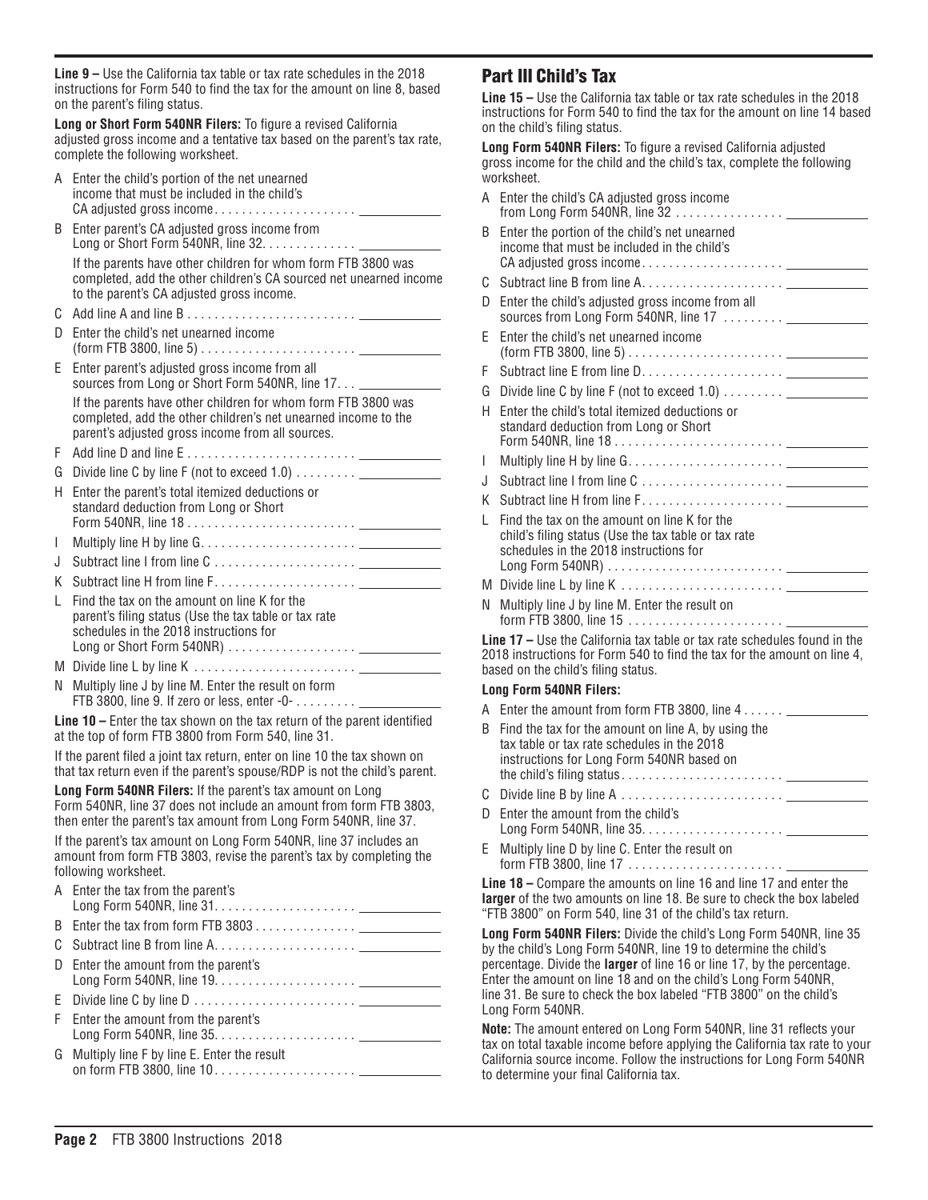**Line 9 –** Use the California tax table or tax rate schedules in the 2018 instructions for Form 540 to find the tax for the amount on line 8, based on the parent's filing status.

**Long or Short Form 540NR Filers:** To figure a revised California adjusted gross income and a tentative tax based on the parent's tax rate, complete the following worksheet.

A Enter the child's portion of the net unearned income that must be included in the child's CA adjusted gross income. . . . . . . . . . . . . . . . . . . . ____________

B Enter parent's CA adjusted gross income from Long or Short Form 540NR, line 32. . . . . . . . . . . . . ____________

If the parents have other children for whom form FTB 3800 was completed, add the other children's CA sourced net unearned income to the parent's CA adjusted gross income.

C Add line A and line B . . . . . . . . . . . . . . . . . . . . . . . . ____________

D Enter the child's net unearned income (form FTB 3800, line 5) . . . . . . . . . . . . . . . . . . . . . . ____________

E Enter parent's adjusted gross income from all sources from Long or Short Form 540NR, line 17. . . ____________

If the parents have other children for whom form FTB 3800 was completed, add the other children's net unearned income to the parent's adjusted gross income from all sources.

F Add line D and line E . . . . . . . . . . . . . . . . . . . . . . . . ____________

G Divide line C by line F (not to exceed 1.0) . . . . . . . . . ____________

H Enter the parent's total itemized deductions or standard deduction from Long or Short Form 540NR, line 18 . . . . . . . . . . . . . . . . . . . . . . . . . ____________

I Multiply line H by line G. . . . . . . . . . . . . . . . . . . . . . . ____________

J Subtract line I from line C . . . . . . . . . . . . . . . . . . . . . ____________

K Subtract line H from line F. . . . . . . . . . . . . . . . . . . . . ____________

L Find the tax on the amount on line K for the parent's filing status (Use the tax table or tax rate schedules in the 2018 instructions for Long or Short Form 540NR) . . . . . . . . . . . . . . . . . . . ____________

M Divide line L by line K . . . . . . . . . . . . . . . . . . . . . . . . ____________

N Multiply line J by line M. Enter the result on form FTB 3800, line 9. If zero or less, enter -0- . . . . . . . . . ____________

**Line 10 –** Enter the tax shown on the tax return of the parent identified at the top of form FTB 3800 from Form 540, line 31.

If the parent filed a joint tax return, enter on line 10 the tax shown on that tax return even if the parent's spouse/RDP is not the child's parent.

**Long Form 540NR Filers:** If the parent's tax amount on Long Form 540NR, line 37 does not include an amount from form FTB 3803, then enter the parent's tax amount from Long Form 540NR, line 37.

If the parent's tax amount on Long Form 540NR, line 37 includes an amount from form FTB 3803, revise the parent's tax by completing the following worksheet.

A Enter the tax from the parent's Long Form 540NR, line 31. . . . . . . . . . . . . . . . . . . . . ____________

B Enter the tax from form FTB 3803 . . . . . . . . . . . . . . . ____________

C Subtract line B from line A. . . . . . . . . . . . . . . . . . . . . ____________

D Enter the amount from the parent's Long Form 540NR, line 19. . . . . . . . . . . . . . . . . . . . . ____________

E Divide line C by line D . . . . . . . . . . . . . . . . . . . . . . . . ____________

F Enter the amount from the parent's Long Form 540NR, line 35. . . . . . . . . . . . . . . . . . . . . ____________

G Multiply line F by line E. Enter the result on form FTB 3800, line 10. . . . . . . . . . . . . . . . . . . . . ____________

## Part III Child's Tax

**Line 15 –** Use the California tax table or tax rate schedules in the 2018 instructions for Form 540 to find the tax for the amount on line 14 based on the child's filing status.

**Long Form 540NR Filers:** To figure a revised California adjusted gross income for the child and the child's tax, complete the following worksheet.

A Enter the child's CA adjusted gross income from Long Form 540NR, line 32 . . . . . . . . . . . . . . . . ____________

B Enter the portion of the child's net unearned income that must be included in the child's CA adjusted gross income. . . . . . . . . . . . . . . . . . . . ____________

C Subtract line B from line A. . . . . . . . . . . . . . . . . . . . . ____________

D Enter the child's adjusted gross income from all sources from Long Form 540NR, line 17 . . . . . . . . . ____________

E Enter the child's net unearned income (form FTB 3800, line 5) . . . . . . . . . . . . . . . . . . . . . . ____________

F Subtract line E from line D. . . . . . . . . . . . . . . . . . . . . ____________

G Divide line C by line F (not to exceed 1.0) . . . . . . . . . ____________

H Enter the child's total itemized deductions or standard deduction from Long or Short Form 540NR, line 18 . . . . . . . . . . . . . . . . . . . . . . . . . ____________

I Multiply line H by line G. . . . . . . . . . . . . . . . . . . . . . . ____________

J Subtract line I from line C . . . . . . . . . . . . . . . . . . . . . ____________

K Subtract line H from line F. . . . . . . . . . . . . . . . . . . . . ____________

L Find the tax on the amount on line K for the child's filing status (Use the tax table or tax rate schedules in the 2018 instructions for Long Form 540NR) . . . . . . . . . . . . . . . . . . . . . . . . . ____________

M Divide line L by line K . . . . . . . . . . . . . . . . . . . . . . . . ____________

N Multiply line J by line M. Enter the result on form FTB 3800, line 15 . . . . . . . . . . . . . . . . . . . . . . ____________

**Line 17 –** Use the California tax table or tax rate schedules found in the 2018 instructions for Form 540 to find the tax for the amount on line 4, based on the child's filing status.

**Long Form 540NR Filers:**

A Enter the amount from form FTB 3800, line 4 . . . . . . ____________

B Find the tax for the amount on line A, by using the tax table or tax rate schedules in the 2018 instructions for Long Form 540NR based on the child's filing status. . . . . . . . . . . . . . . . . . . . . . . ____________

C Divide line B by line A . . . . . . . . . . . . . . . . . . . . . . . . ____________

D Enter the amount from the child's Long Form 540NR, line 35. . . . . . . . . . . . . . . . . . . . . ____________

E Multiply line D by line C. Enter the result on form FTB 3800, line 17 . . . . . . . . . . . . . . . . . . . . . . ____________

**Line 18 –** Compare the amounts on line 16 and line 17 and enter the **larger** of the two amounts on line 18. Be sure to check the box labeled "FTB 3800" on Form 540, line 31 of the child's tax return.

**Long Form 540NR Filers:** Divide the child's Long Form 540NR, line 35 by the child's Long Form 540NR, line 19 to determine the child's percentage. Divide the **larger** of line 16 or line 17, by the percentage. Enter the amount on line 18 and on the child's Long Form 540NR, line 31. Be sure to check the box labeled "FTB 3800" on the child's Long Form 540NR.

**Note:** The amount entered on Long Form 540NR, line 31 reflects your tax on total taxable income before applying the California tax rate to your California source income. Follow the instructions for Long Form 540NR to determine your final California tax.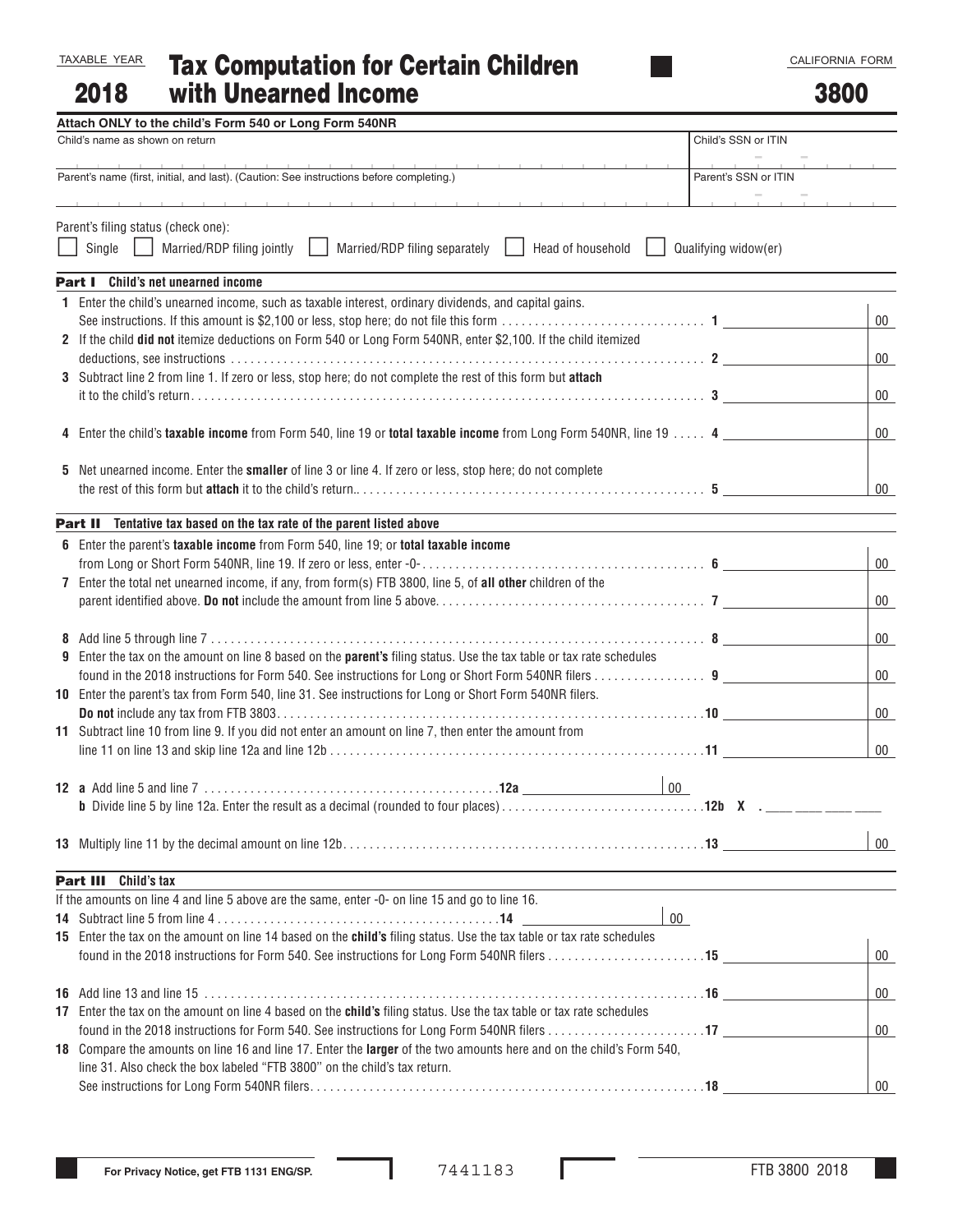TAXABLE YEAR

**2018**

# Tax Computation for Certain Children with Unearned Income

CALIFORNIA FORM

**3800**

**Attach ONLY to the child's Form 540 or Long Form 540NR**

| Child's name as shown on return | Child's SSN or ITIN |
|---|---|
| | |
| Parent's name (first, initial, and last). (Caution: See instructions before completing.) | Parent's SSN or ITIN |
| | |

Parent's filing status (check one):

☐ Single ☐ Married/RDP filing jointly ☐ Married/RDP filing separately ☐ Head of household ☐ Qualifying widow(er)

## Part I Child's net unearned income

| | | | |
|---|---|---|---|
| **1** | Enter the child's unearned income, such as taxable interest, ordinary dividends, and capital gains. See instructions. If this amount is $2,100 or less, stop here; do not file this form | **1** | 00 |
| **2** | If the child **did not** itemize deductions on Form 540 or Long Form 540NR, enter $2,100. If the child itemized deductions, see instructions | **2** | 00 |
| **3** | Subtract line 2 from line 1. If zero or less, stop here; do not complete the rest of this form but **attach** it to the child's return | **3** | 00 |
| **4** | Enter the child's **taxable income** from Form 540, line 19 or **total taxable income** from Long Form 540NR, line 19 | **4** | 00 |
| **5** | Net unearned income. Enter the **smaller** of line 3 or line 4. If zero or less, stop here; do not complete the rest of this form but **attach** it to the child's return. | **5** | 00 |

## Part II Tentative tax based on the tax rate of the parent listed above

| | | | |
|---|---|---|---|
| **6** | Enter the parent's **taxable income** from Form 540, line 19; or **total taxable income** from Long or Short Form 540NR, line 19. If zero or less, enter -0- | **6** | 00 |
| **7** | Enter the total net unearned income, if any, from form(s) FTB 3800, line 5, of **all other** children of the parent identified above. **Do not** include the amount from line 5 above. | **7** | 00 |
| **8** | Add line 5 through line 7 | **8** | 00 |
| **9** | Enter the tax on the amount on line 8 based on the **parent's** filing status. Use the tax table or tax rate schedules found in the 2018 instructions for Form 540. See instructions for Long or Short Form 540NR filers | **9** | 00 |
| **10** | Enter the parent's tax from Form 540, line 31. See instructions for Long or Short Form 540NR filers. **Do not** include any tax from FTB 3803. | **10** | 00 |
| **11** | Subtract line 10 from line 9. If you did not enter an amount on line 7, then enter the amount from line 11 on line 13 and skip line 12a and line 12b | **11** | 00 |
| **12** | **a** Add line 5 and line 7 ........ **12a** ______ 00 | | |
| | **b** Divide line 5 by line 12a. Enter the result as a decimal (rounded to four places) | **12b** | X . ___ ___ ___ ___ |
| **13** | Multiply line 11 by the decimal amount on line 12b | **13** | 00 |

## Part III Child's tax

If the amounts on line 4 and line 5 above are the same, enter -0- on line 15 and go to line 16.

| | | | |
|---|---|---|---|
| **14** | Subtract line 5 from line 4 ........ **14** ______ 00 | | |
| **15** | Enter the tax on the amount on line 14 based on the **child's** filing status. Use the tax table or tax rate schedules found in the 2018 instructions for Form 540. See instructions for Long Form 540NR filers | **15** | 00 |
| **16** | Add line 13 and line 15 | **16** | 00 |
| **17** | Enter the tax on the amount on line 4 based on the **child's** filing status. Use the tax table or tax rate schedules found in the 2018 instructions for Form 540. See instructions for Long Form 540NR filers | **17** | 00 |
| **18** | Compare the amounts on line 16 and line 17. Enter the **larger** of the two amounts here and on the child's Form 540, line 31. Also check the box labeled "FTB 3800" on the child's tax return. See instructions for Long Form 540NR filers | **18** | 00 |

For Privacy Notice, get FTB 1131 ENG/SP.

7441183

FTB 3800 2018